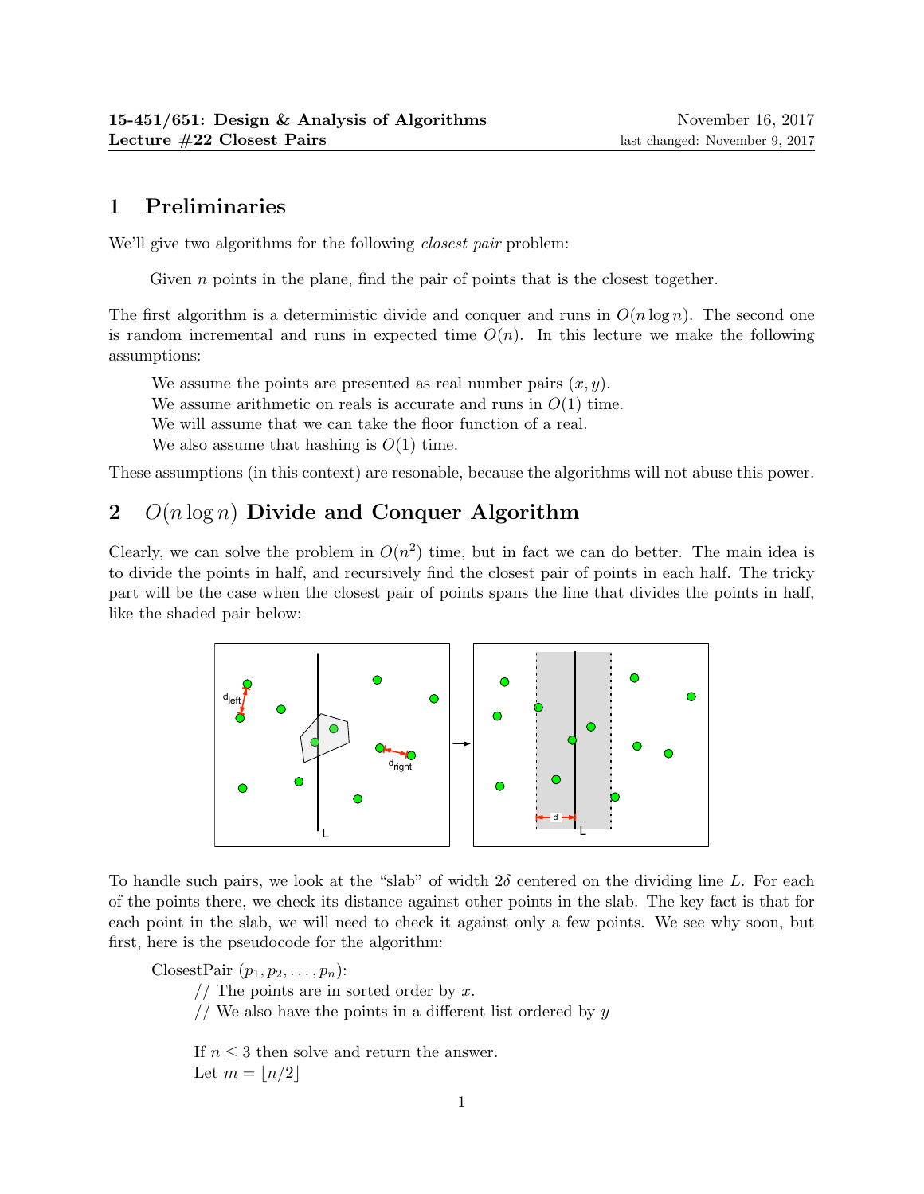15-451/651: Design & Analysis of Algorithms
Lecture #22 Closest Pairs

November 16, 2017
last changed: November 9, 2017

## 1 Preliminaries

We'll give two algorithms for the following *closest pair* problem:

> Given $n$ points in the plane, find the pair of points that is the closest together.

The first algorithm is a deterministic divide and conquer and runs in $O(n \log n)$. The second one is random incremental and runs in expected time $O(n)$. In this lecture we make the following assumptions:

> We assume the points are presented as real number pairs $(x, y)$.
> We assume arithmetic on reals is accurate and runs in $O(1)$ time.
> We will assume that we can take the floor function of a real.
> We also assume that hashing is $O(1)$ time.

These assumptions (in this context) are resonable, because the algorithms will not abuse this power.

## 2 $O(n \log n)$ Divide and Conquer Algorithm

Clearly, we can solve the problem in $O(n^2)$ time, but in fact we can do better. The main idea is to divide the points in half, and recursively find the closest pair of points in each half. The tricky part will be the case when the closest pair of points spans the line that divides the points in half, like the shaded pair below:

To handle such pairs, we look at the "slab" of width $2\delta$ centered on the dividing line $L$. For each of the points there, we check its distance against other points in the slab. The key fact is that for each point in the slab, we will need to check it against only a few points. We see why soon, but first, here is the pseudocode for the algorithm:

ClosestPair $(p_1, p_2, \ldots, p_n)$:
// The points are in sorted order by $x$.
// We also have the points in a different list ordered by $y$

If $n \leq 3$ then solve and return the answer.
Let $m = \lfloor n/2 \rfloor$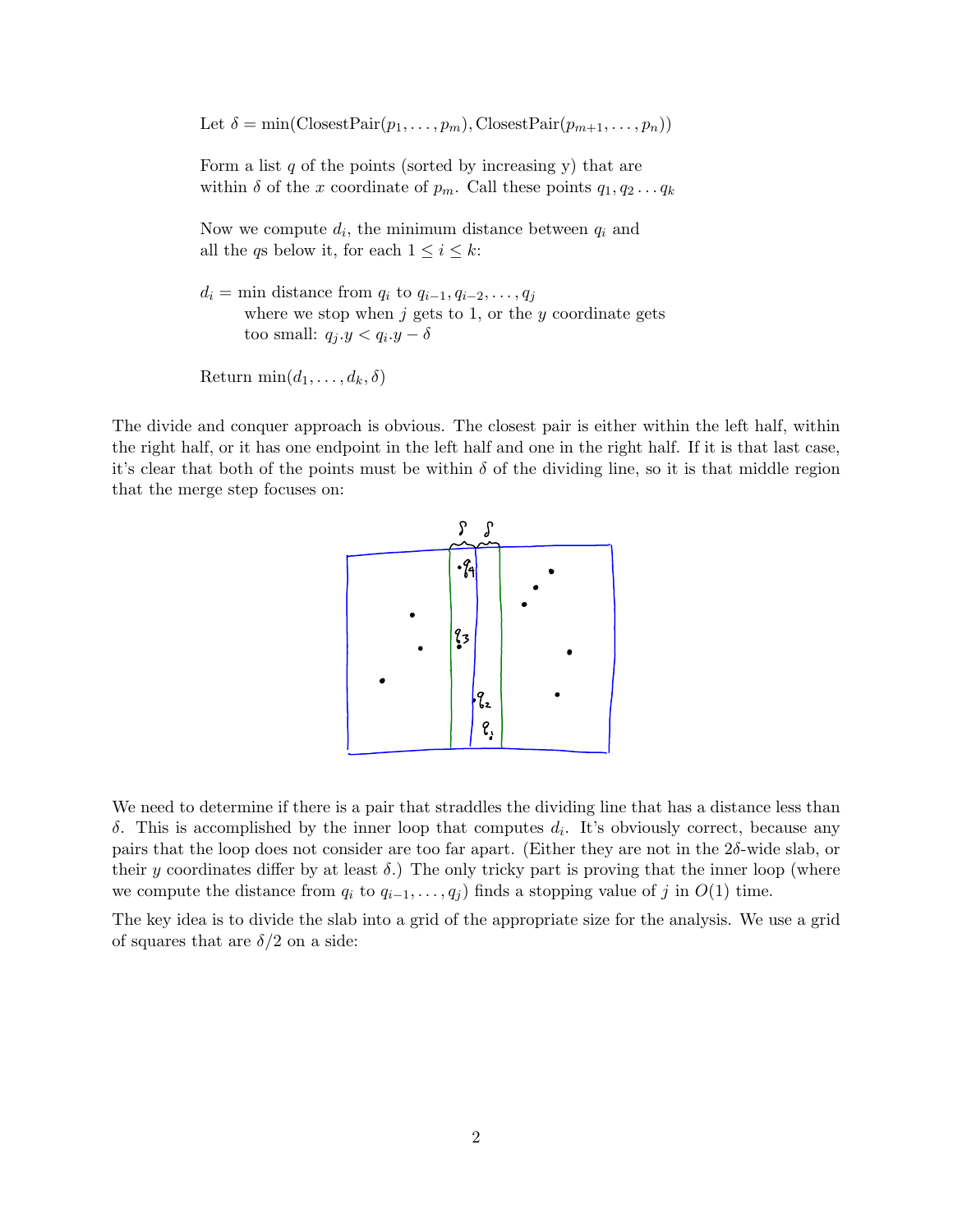Let $\delta = \min(\text{ClosestPair}(p_1, \ldots, p_m), \text{ClosestPair}(p_{m+1}, \ldots, p_n))$

Form a list $q$ of the points (sorted by increasing y) that are within $\delta$ of the $x$ coordinate of $p_m$. Call these points $q_1, q_2 \ldots q_k$

Now we compute $d_i$, the minimum distance between $q_i$ and all the $q$s below it, for each $1 \leq i \leq k$:

$d_i$ = min distance from $q_i$ to $q_{i-1}, q_{i-2}, \ldots, q_j$
where we stop when $j$ gets to 1, or the $y$ coordinate gets too small: $q_j.y < q_i.y - \delta$

Return $\min(d_1, \ldots, d_k, \delta)$

The divide and conquer approach is obvious. The closest pair is either within the left half, within the right half, or it has one endpoint in the left half and one in the right half. If it is that last case, it's clear that both of the points must be within $\delta$ of the dividing line, so it is that middle region that the merge step focuses on:

We need to determine if there is a pair that straddles the dividing line that has a distance less than $\delta$. This is accomplished by the inner loop that computes $d_i$. It's obviously correct, because any pairs that the loop does not consider are too far apart. (Either they are not in the $2\delta$-wide slab, or their $y$ coordinates differ by at least $\delta$.) The only tricky part is proving that the inner loop (where we compute the distance from $q_i$ to $q_{i-1}, \ldots, q_j$) finds a stopping value of $j$ in $O(1)$ time.

The key idea is to divide the slab into a grid of the appropriate size for the analysis. We use a grid of squares that are $\delta/2$ on a side: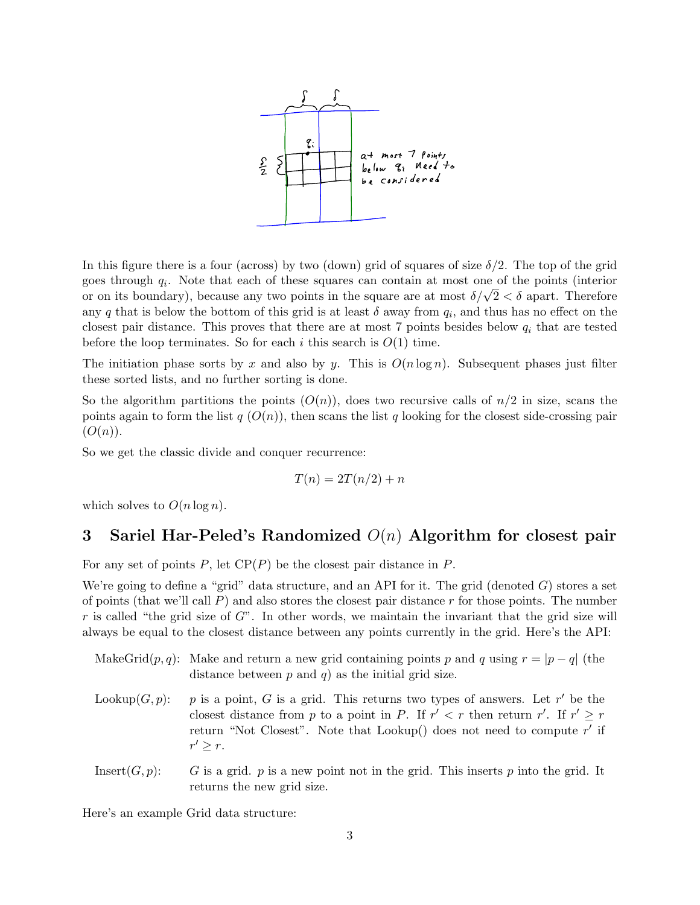In this figure there is a four (across) by two (down) grid of squares of size $\delta/2$. The top of the grid goes through $q_i$. Note that each of these squares can contain at most one of the points (interior or on its boundary), because any two points in the square are at most $\delta/\sqrt{2} < \delta$ apart. Therefore any $q$ that is below the bottom of this grid is at least $\delta$ away from $q_i$, and thus has no effect on the closest pair distance. This proves that there are at most 7 points besides below $q_i$ that are tested before the loop terminates. So for each $i$ this search is $O(1)$ time.

The initiation phase sorts by $x$ and also by $y$. This is $O(n \log n)$. Subsequent phases just filter these sorted lists, and no further sorting is done.

So the algorithm partitions the points ($O(n)$), does two recursive calls of $n/2$ in size, scans the points again to form the list $q$ ($O(n)$), then scans the list $q$ looking for the closest side-crossing pair ($O(n)$).

So we get the classic divide and conquer recurrence:

$$T(n) = 2T(n/2) + n$$

which solves to $O(n \log n)$.

## 3 Sariel Har-Peled's Randomized $O(n)$ Algorithm for closest pair

For any set of points $P$, let $\text{CP}(P)$ be the closest pair distance in $P$.

We're going to define a "grid" data structure, and an API for it. The grid (denoted $G$) stores a set of points (that we'll call $P$) and also stores the closest pair distance $r$ for those points. The number $r$ is called "the grid size of $G$". In other words, we maintain the invariant that the grid size will always be equal to the closest distance between any points currently in the grid. Here's the API:

- MakeGrid($p, q$): Make and return a new grid containing points $p$ and $q$ using $r = |p - q|$ (the distance between $p$ and $q$) as the initial grid size.
- Lookup($G, p$): $p$ is a point, $G$ is a grid. This returns two types of answers. Let $r'$ be the closest distance from $p$ to a point in $P$. If $r' < r$ then return $r'$. If $r' \geq r$ return "Not Closest". Note that Lookup() does not need to compute $r'$ if $r' \geq r$.
- Insert($G, p$): $G$ is a grid. $p$ is a new point not in the grid. This inserts $p$ into the grid. It returns the new grid size.

Here's an example Grid data structure: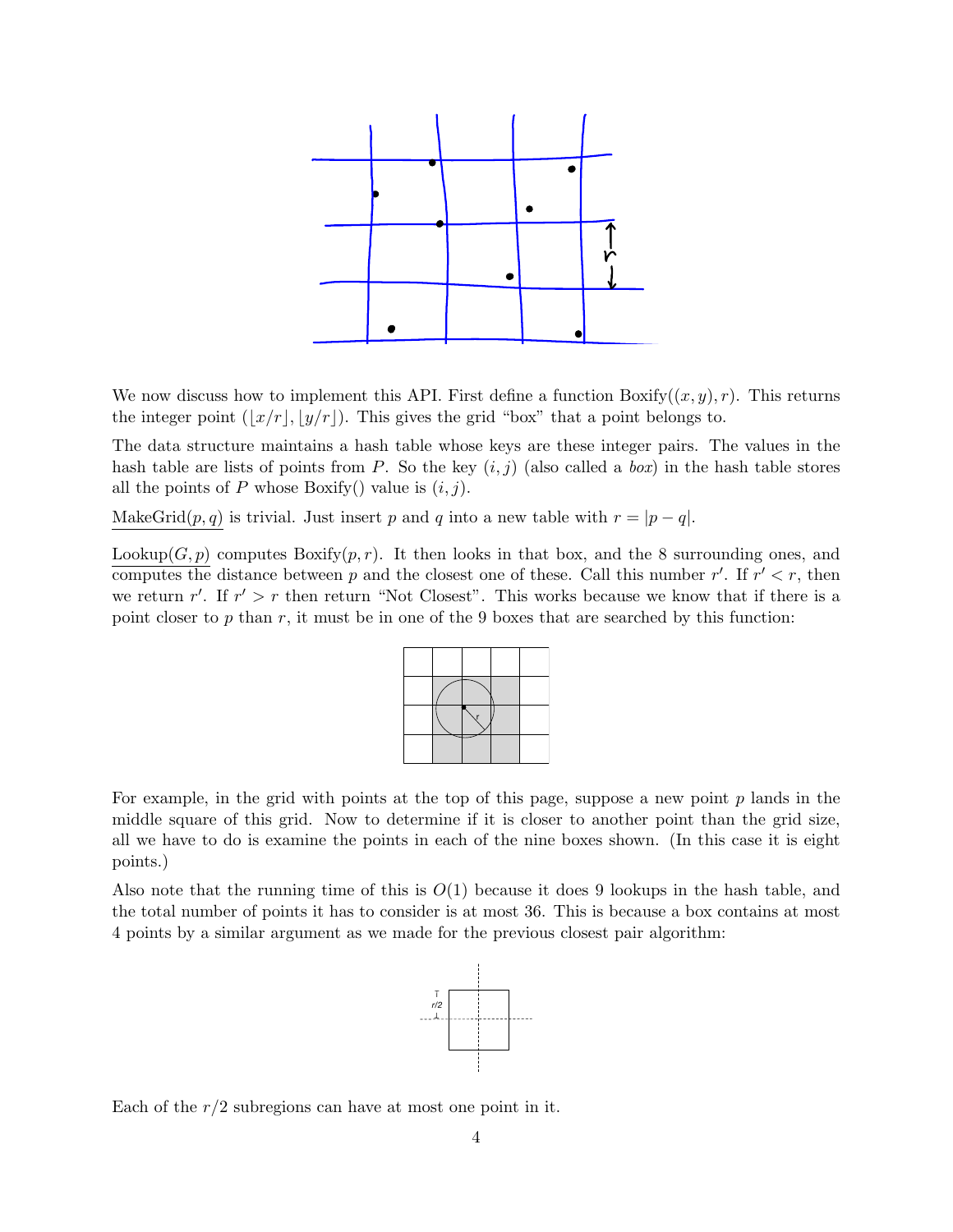We now discuss how to implement this API. First define a function Boxify$((x, y), r)$. This returns the integer point $(\lfloor x/r \rfloor, \lfloor y/r \rfloor)$. This gives the grid "box" that a point belongs to.

The data structure maintains a hash table whose keys are these integer pairs. The values in the hash table are lists of points from $P$. So the key $(i, j)$ (also called a *box*) in the hash table stores all the points of $P$ whose Boxify() value is $(i, j)$.

MakeGrid$(p, q)$ is trivial. Just insert $p$ and $q$ into a new table with $r = |p - q|$.

Lookup$(G, p)$ computes Boxify$(p, r)$. It then looks in that box, and the 8 surrounding ones, and computes the distance between $p$ and the closest one of these. Call this number $r'$. If $r' < r$, then we return $r'$. If $r' > r$ then return "Not Closest". This works because we know that if there is a point closer to $p$ than $r$, it must be in one of the 9 boxes that are searched by this function:

For example, in the grid with points at the top of this page, suppose a new point $p$ lands in the middle square of this grid. Now to determine if it is closer to another point than the grid size, all we have to do is examine the points in each of the nine boxes shown. (In this case it is eight points.)

Also note that the running time of this is $O(1)$ because it does 9 lookups in the hash table, and the total number of points it has to consider is at most 36. This is because a box contains at most 4 points by a similar argument as we made for the previous closest pair algorithm:

Each of the $r/2$ subregions can have at most one point in it.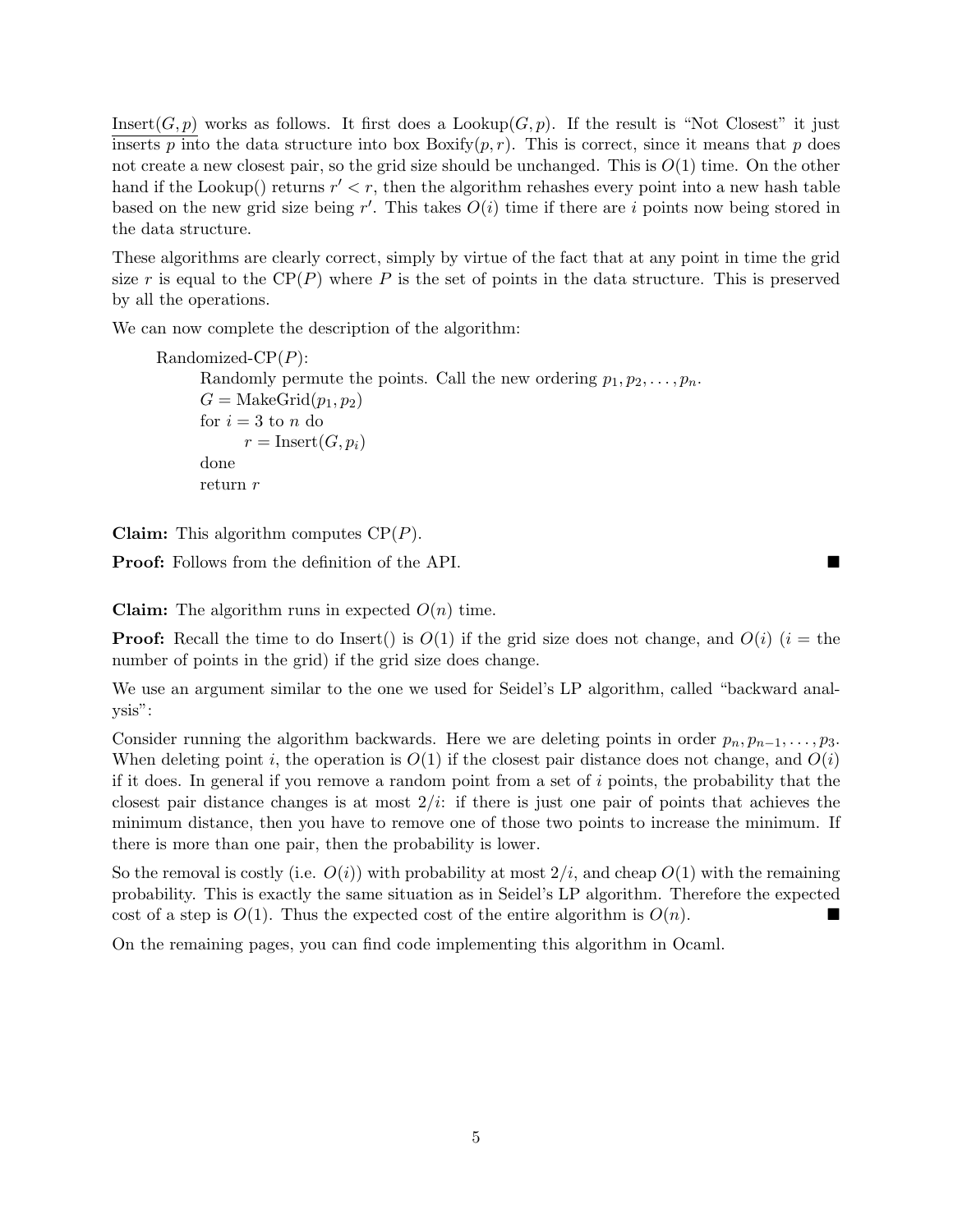Insert($G, p$) works as follows. It first does a Lookup($G, p$). If the result is "Not Closest" it just inserts $p$ into the data structure into box Boxify($p, r$). This is correct, since it means that $p$ does not create a new closest pair, so the grid size should be unchanged. This is $O(1)$ time. On the other hand if the Lookup() returns $r' < r$, then the algorithm rehashes every point into a new hash table based on the new grid size being $r'$. This takes $O(i)$ time if there are $i$ points now being stored in the data structure.

These algorithms are clearly correct, simply by virtue of the fact that at any point in time the grid size $r$ is equal to the CP($P$) where $P$ is the set of points in the data structure. This is preserved by all the operations.

We can now complete the description of the algorithm:

> Randomized-CP($P$):
>
> Randomly permute the points. Call the new ordering $p_1, p_2, \ldots, p_n$.
> $G$ = MakeGrid($p_1, p_2$)
> for $i = 3$ to $n$ do
> $r$ = Insert($G, p_i$)
> done
> return $r$

**Claim:** This algorithm computes CP($P$).

**Proof:** Follows from the definition of the API. ■

**Claim:** The algorithm runs in expected $O(n)$ time.

**Proof:** Recall the time to do Insert() is $O(1)$ if the grid size does not change, and $O(i)$ ($i$ = the number of points in the grid) if the grid size does change.

We use an argument similar to the one we used for Seidel's LP algorithm, called "backward analysis":

Consider running the algorithm backwards. Here we are deleting points in order $p_n, p_{n-1}, \ldots, p_3$. When deleting point $i$, the operation is $O(1)$ if the closest pair distance does not change, and $O(i)$ if it does. In general if you remove a random point from a set of $i$ points, the probability that the closest pair distance changes is at most $2/i$: if there is just one pair of points that achieves the minimum distance, then you have to remove one of those two points to increase the minimum. If there is more than one pair, then the probability is lower.

So the removal is costly (i.e. $O(i)$) with probability at most $2/i$, and cheap $O(1)$ with the remaining probability. This is exactly the same situation as in Seidel's LP algorithm. Therefore the expected cost of a step is $O(1)$. Thus the expected cost of the entire algorithm is $O(n)$. ■

On the remaining pages, you can find code implementing this algorithm in Ocaml.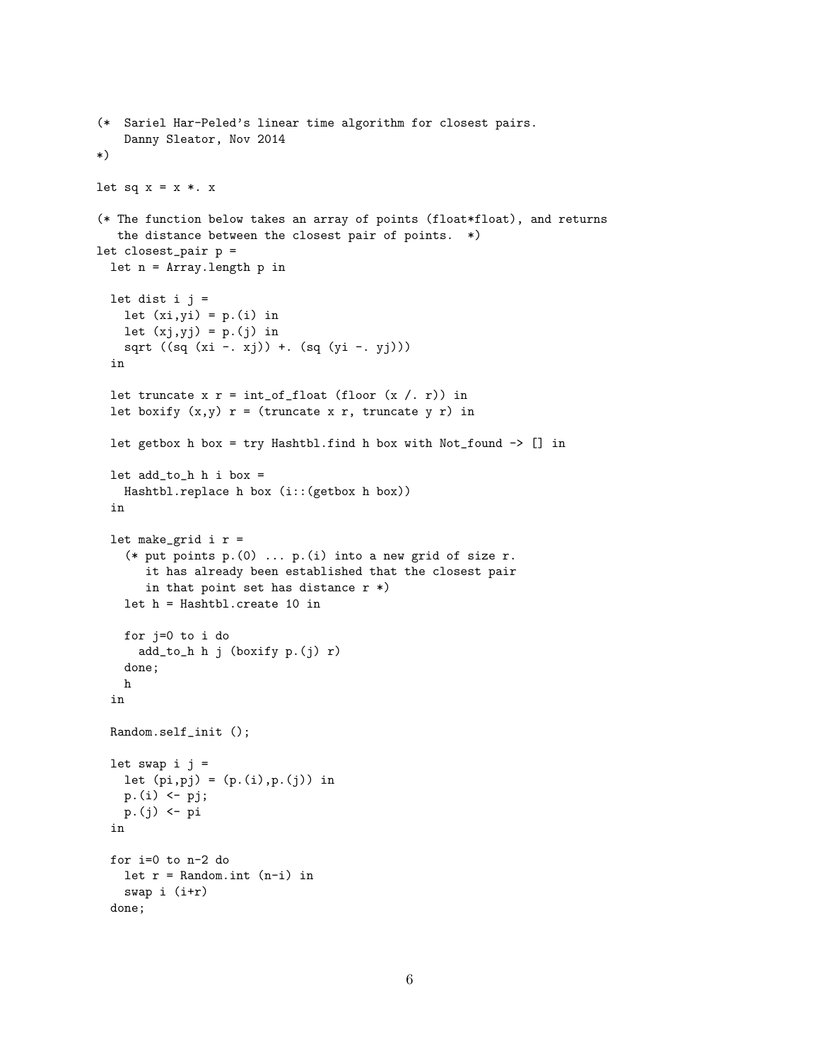```
(*  Sariel Har-Peled's linear time algorithm for closest pairs.
    Danny Sleator, Nov 2014
*)

let sq x = x *. x

(* The function below takes an array of points (float*float), and returns
   the distance between the closest pair of points.  *)
let closest_pair p =
  let n = Array.length p in

  let dist i j =
    let (xi,yi) = p.(i) in
    let (xj,yj) = p.(j) in
    sqrt ((sq (xi -. xj)) +. (sq (yi -. yj)))
  in

  let truncate x r = int_of_float (floor (x /. r)) in
  let boxify (x,y) r = (truncate x r, truncate y r) in

  let getbox h box = try Hashtbl.find h box with Not_found -> [] in

  let add_to_h h i box =
    Hashtbl.replace h box (i::(getbox h box))
  in

  let make_grid i r =
    (* put points p.(0) ... p.(i) into a new grid of size r.
       it has already been established that the closest pair
       in that point set has distance r *)
    let h = Hashtbl.create 10 in

    for j=0 to i do
      add_to_h h j (boxify p.(j) r)
    done;
    h
  in

  Random.self_init ();

  let swap i j =
    let (pi,pj) = (p.(i),p.(j)) in
    p.(i) <- pj;
    p.(j) <- pi
  in

  for i=0 to n-2 do
    let r = Random.int (n-i) in
    swap i (i+r)
  done;
```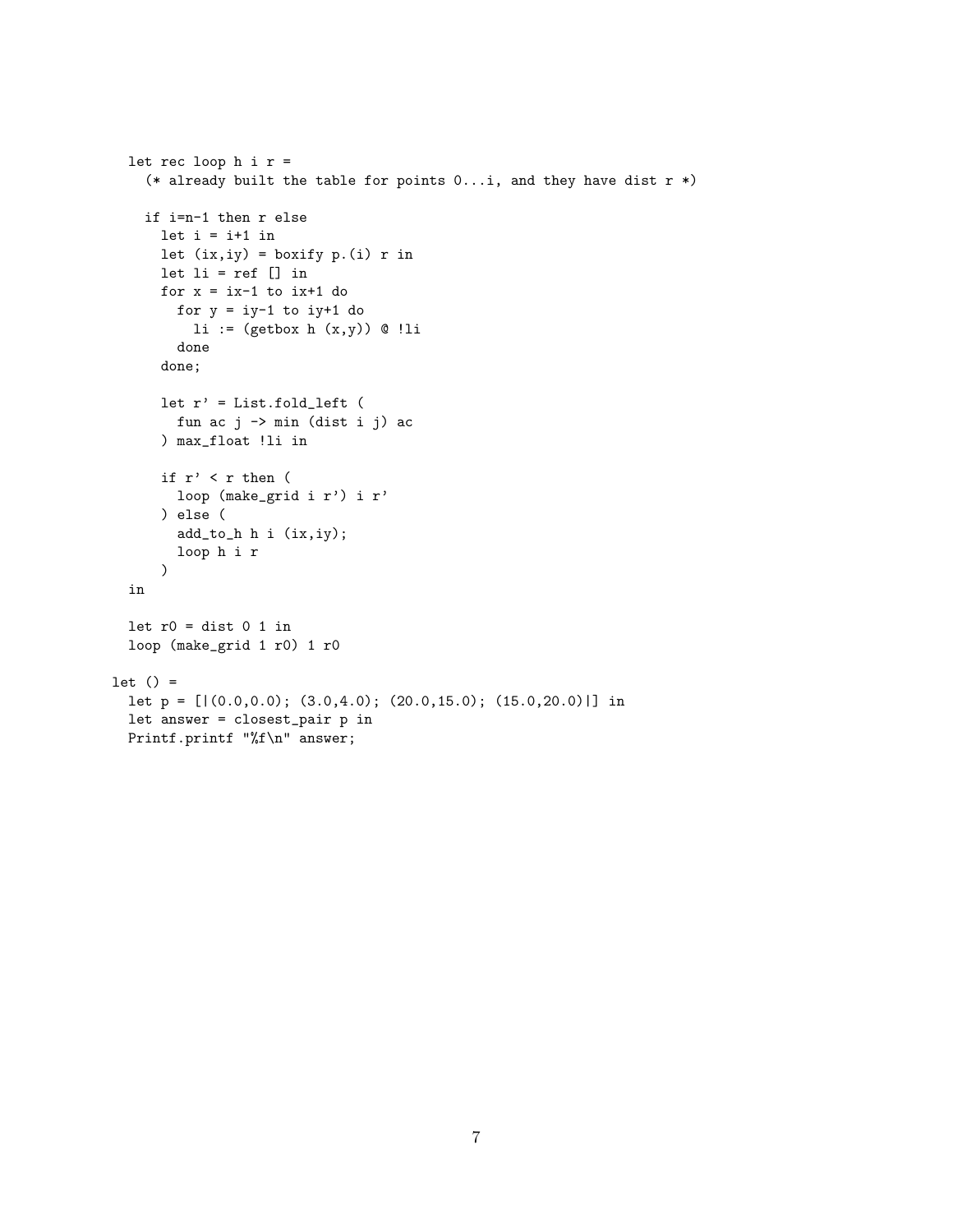```
  let rec loop h i r =
    (* already built the table for points 0...i, and they have dist r *)

    if i=n-1 then r else
      let i = i+1 in
      let (ix,iy) = boxify p.(i) r in
      let li = ref [] in
      for x = ix-1 to ix+1 do
        for y = iy-1 to iy+1 do
          li := (getbox h (x,y)) @ !li
        done
      done;

      let r' = List.fold_left (
        fun ac j -> min (dist i j) ac
      ) max_float !li in

      if r' < r then (
        loop (make_grid i r') i r'
      ) else (
        add_to_h h i (ix,iy);
        loop h i r
      )
  in

  let r0 = dist 0 1 in
  loop (make_grid 1 r0) 1 r0

let () =
  let p = [|(0.0,0.0); (3.0,4.0); (20.0,15.0); (15.0,20.0)|] in
  let answer = closest_pair p in
  Printf.printf "%f\n" answer;
```